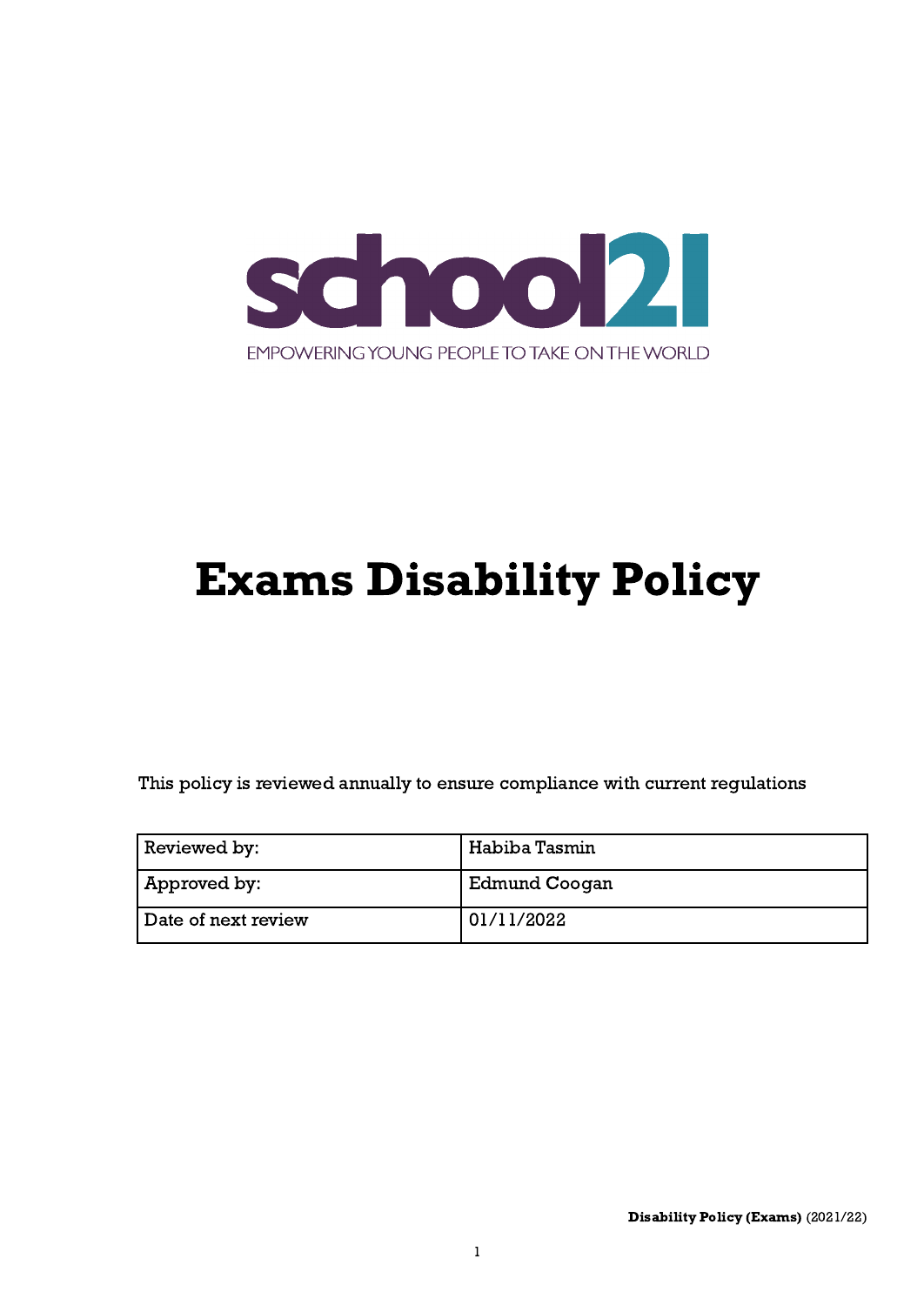school21

EMPOWERING YOUNG PEOPLE TO TAKE ON THE WORLD

# Exams Disability Policy

This policy is reviewed annually to ensure compliance with current regulations

| Reviewed by: | Habiba Tasmin |
| --- | --- |
| Approved by: | Edmund Coogan |
| Date of next review | 01/11/2022 |

**Disability Policy (Exams)** (2021/22)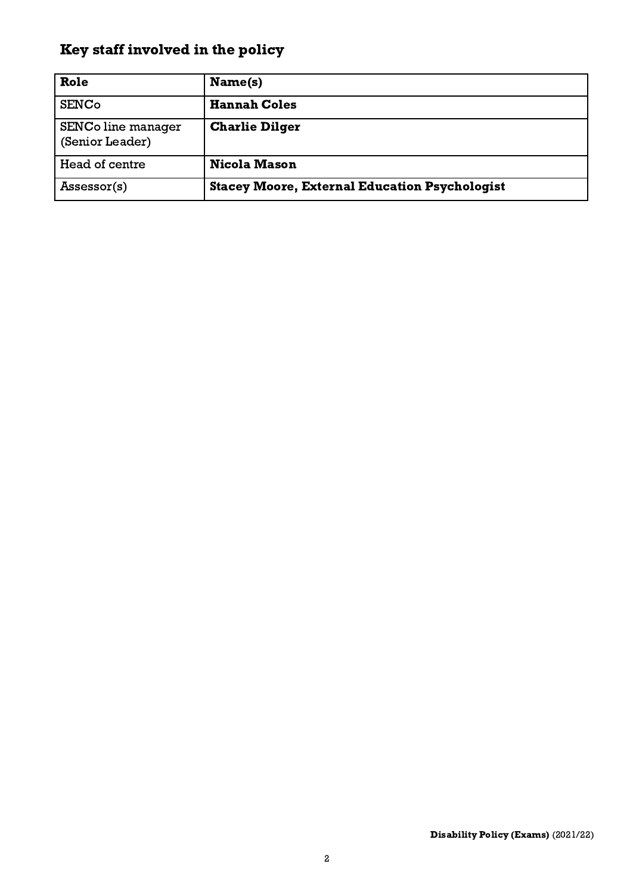## Key staff involved in the policy

| Role | Name(s) |
|---|---|
| SENCo | **Hannah Coles** |
| SENCo line manager (Senior Leader) | **Charlie Dilger** |
| Head of centre | **Nicola Mason** |
| Assessor(s) | **Stacey Moore, External Education Psychologist** |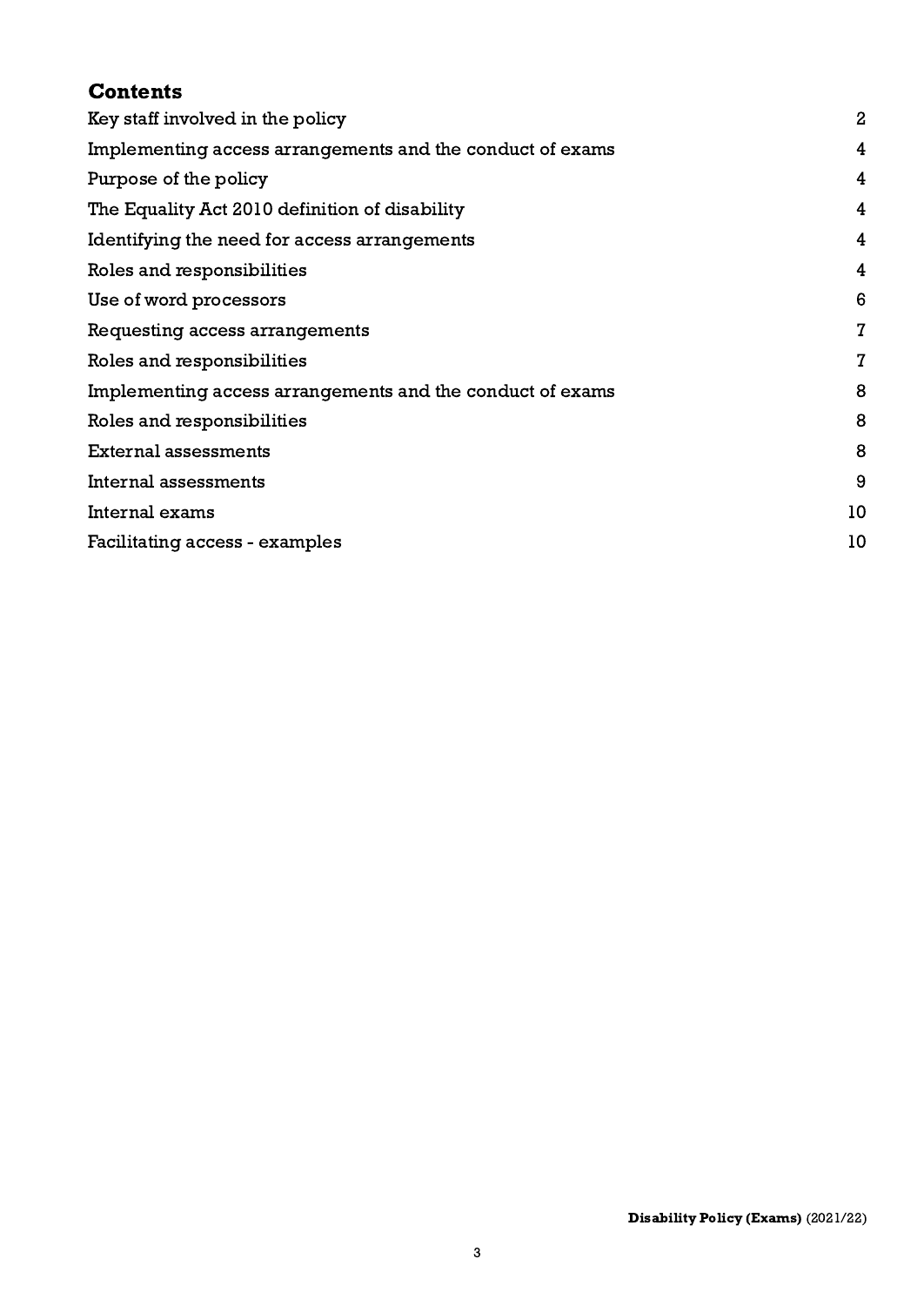## Contents

| | |
|---|---|
| Key staff involved in the policy | 2 |
| Implementing access arrangements and the conduct of exams | 4 |
| Purpose of the policy | 4 |
| The Equality Act 2010 definition of disability | 4 |
| Identifying the need for access arrangements | 4 |
| Roles and responsibilities | 4 |
| Use of word processors | 6 |
| Requesting access arrangements | 7 |
| Roles and responsibilities | 7 |
| Implementing access arrangements and the conduct of exams | 8 |
| Roles and responsibilities | 8 |
| External assessments | 8 |
| Internal assessments | 9 |
| Internal exams | 10 |
| Facilitating access - examples | 10 |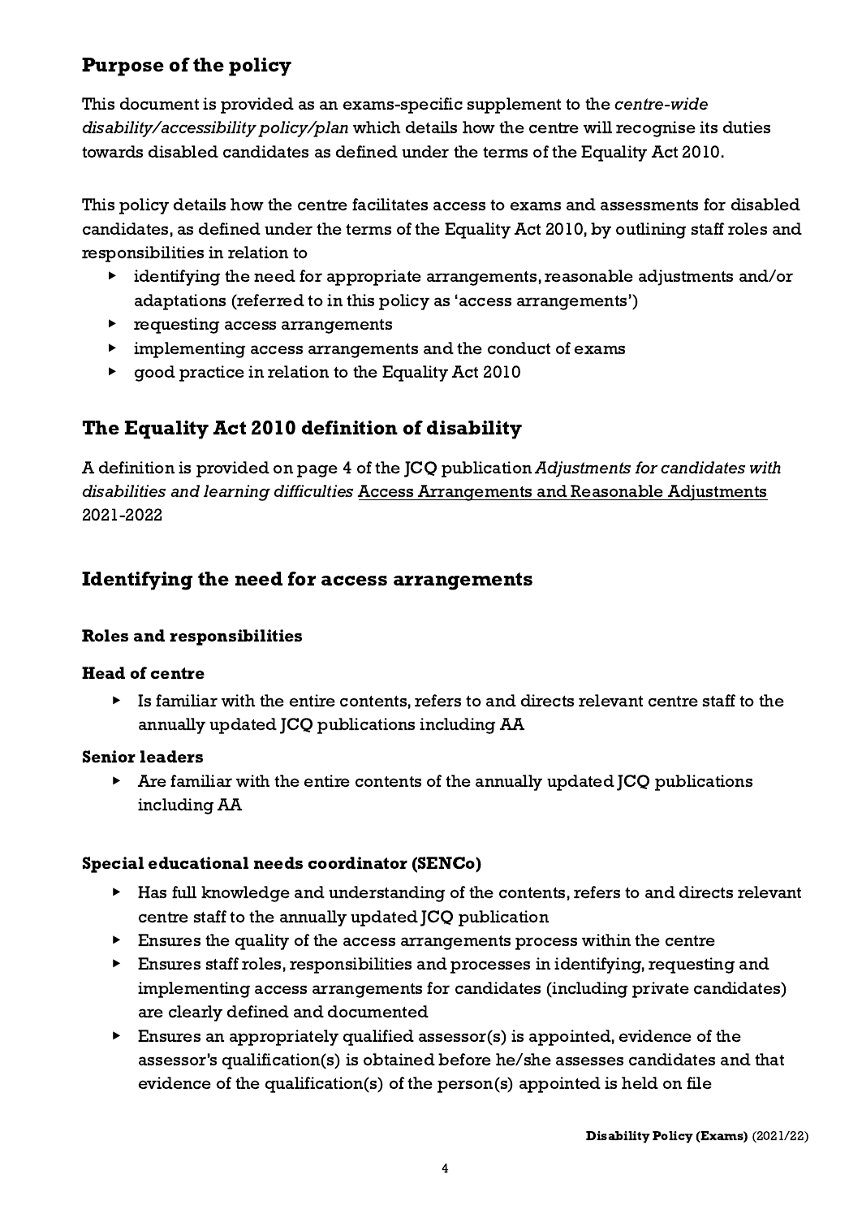## Purpose of the policy

This document is provided as an exams-specific supplement to the *centre-wide disability/accessibility policy/plan* which details how the centre will recognise its duties towards disabled candidates as defined under the terms of the Equality Act 2010.

This policy details how the centre facilitates access to exams and assessments for disabled candidates, as defined under the terms of the Equality Act 2010, by outlining staff roles and responsibilities in relation to

- identifying the need for appropriate arrangements, reasonable adjustments and/or adaptations (referred to in this policy as 'access arrangements')
- requesting access arrangements
- implementing access arrangements and the conduct of exams
- good practice in relation to the Equality Act 2010

## The Equality Act 2010 definition of disability

A definition is provided on page 4 of the JCQ publication *Adjustments for candidates with disabilities and learning difficulties* Access Arrangements and Reasonable Adjustments 2021-2022

## Identifying the need for access arrangements

### Roles and responsibilities

**Head of centre**

- Is familiar with the entire contents, refers to and directs relevant centre staff to the annually updated JCQ publications including AA

**Senior leaders**

- Are familiar with the entire contents of the annually updated JCQ publications including AA

**Special educational needs coordinator (SENCo)**

- Has full knowledge and understanding of the contents, refers to and directs relevant centre staff to the annually updated JCQ publication
- Ensures the quality of the access arrangements process within the centre
- Ensures staff roles, responsibilities and processes in identifying, requesting and implementing access arrangements for candidates (including private candidates) are clearly defined and documented
- Ensures an appropriately qualified assessor(s) is appointed, evidence of the assessor's qualification(s) is obtained before he/she assesses candidates and that evidence of the qualification(s) of the person(s) appointed is held on file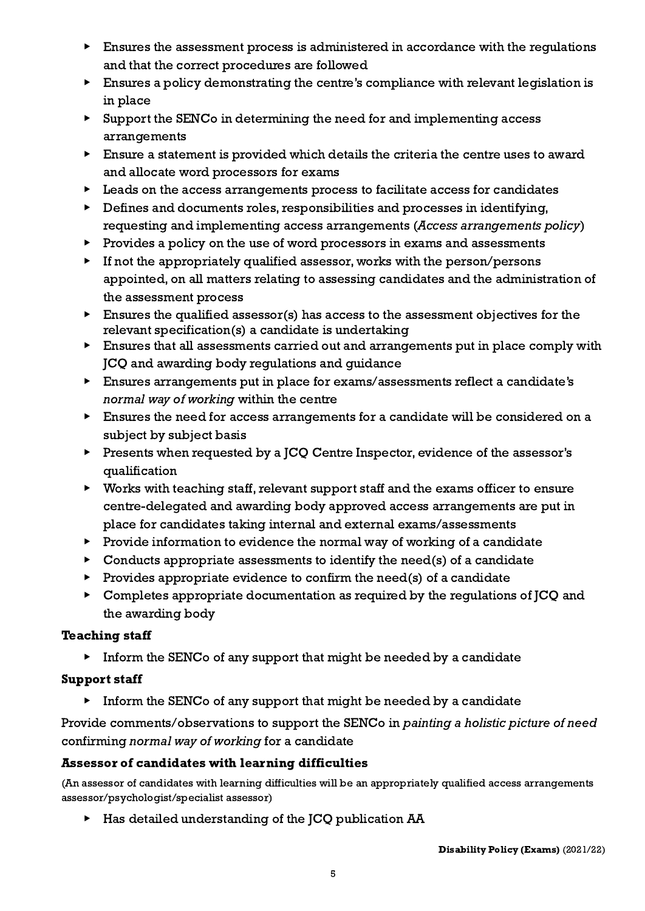- Ensures the assessment process is administered in accordance with the regulations and that the correct procedures are followed
- Ensures a policy demonstrating the centre's compliance with relevant legislation is in place
- Support the SENCo in determining the need for and implementing access arrangements
- Ensure a statement is provided which details the criteria the centre uses to award and allocate word processors for exams
- Leads on the access arrangements process to facilitate access for candidates
- Defines and documents roles, responsibilities and processes in identifying, requesting and implementing access arrangements (*Access arrangements policy*)
- Provides a policy on the use of word processors in exams and assessments
- If not the appropriately qualified assessor, works with the person/persons appointed, on all matters relating to assessing candidates and the administration of the assessment process
- Ensures the qualified assessor(s) has access to the assessment objectives for the relevant specification(s) a candidate is undertaking
- Ensures that all assessments carried out and arrangements put in place comply with JCQ and awarding body regulations and guidance
- Ensures arrangements put in place for exams/assessments reflect a candidate's *normal way of working* within the centre
- Ensures the need for access arrangements for a candidate will be considered on a subject by subject basis
- Presents when requested by a JCQ Centre Inspector, evidence of the assessor's qualification
- Works with teaching staff, relevant support staff and the exams officer to ensure centre-delegated and awarding body approved access arrangements are put in place for candidates taking internal and external exams/assessments
- Provide information to evidence the normal way of working of a candidate
- Conducts appropriate assessments to identify the need(s) of a candidate
- Provides appropriate evidence to confirm the need(s) of a candidate
- Completes appropriate documentation as required by the regulations of JCQ and the awarding body

**Teaching staff**

- Inform the SENCo of any support that might be needed by a candidate

**Support staff**

- Inform the SENCo of any support that might be needed by a candidate

Provide comments/observations to support the SENCo in *painting a holistic picture of need* confirming *normal way of working* for a candidate

**Assessor of candidates with learning difficulties**

(An assessor of candidates with learning difficulties will be an appropriately qualified access arrangements assessor/psychologist/specialist assessor)

- Has detailed understanding of the JCQ publication AA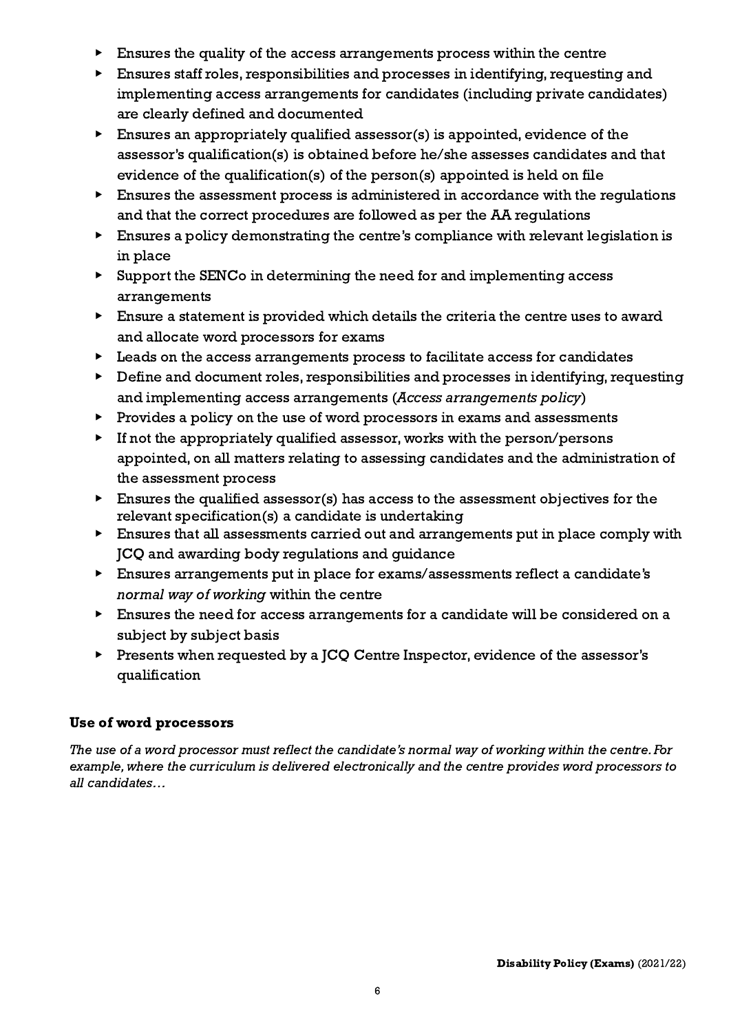- Ensures the quality of the access arrangements process within the centre
- Ensures staff roles, responsibilities and processes in identifying, requesting and implementing access arrangements for candidates (including private candidates) are clearly defined and documented
- Ensures an appropriately qualified assessor(s) is appointed, evidence of the assessor's qualification(s) is obtained before he/she assesses candidates and that evidence of the qualification(s) of the person(s) appointed is held on file
- Ensures the assessment process is administered in accordance with the regulations and that the correct procedures are followed as per the AA regulations
- Ensures a policy demonstrating the centre's compliance with relevant legislation is in place
- Support the SENCo in determining the need for and implementing access arrangements
- Ensure a statement is provided which details the criteria the centre uses to award and allocate word processors for exams
- Leads on the access arrangements process to facilitate access for candidates
- Define and document roles, responsibilities and processes in identifying, requesting and implementing access arrangements (*Access arrangements policy*)
- Provides a policy on the use of word processors in exams and assessments
- If not the appropriately qualified assessor, works with the person/persons appointed, on all matters relating to assessing candidates and the administration of the assessment process
- Ensures the qualified assessor(s) has access to the assessment objectives for the relevant specification(s) a candidate is undertaking
- Ensures that all assessments carried out and arrangements put in place comply with JCQ and awarding body regulations and guidance
- Ensures arrangements put in place for exams/assessments reflect a candidate's *normal way of working* within the centre
- Ensures the need for access arrangements for a candidate will be considered on a subject by subject basis
- Presents when requested by a JCQ Centre Inspector, evidence of the assessor's qualification

### Use of word processors

*The use of a word processor must reflect the candidate's normal way of working within the centre. For example, where the curriculum is delivered electronically and the centre provides word processors to all candidates…*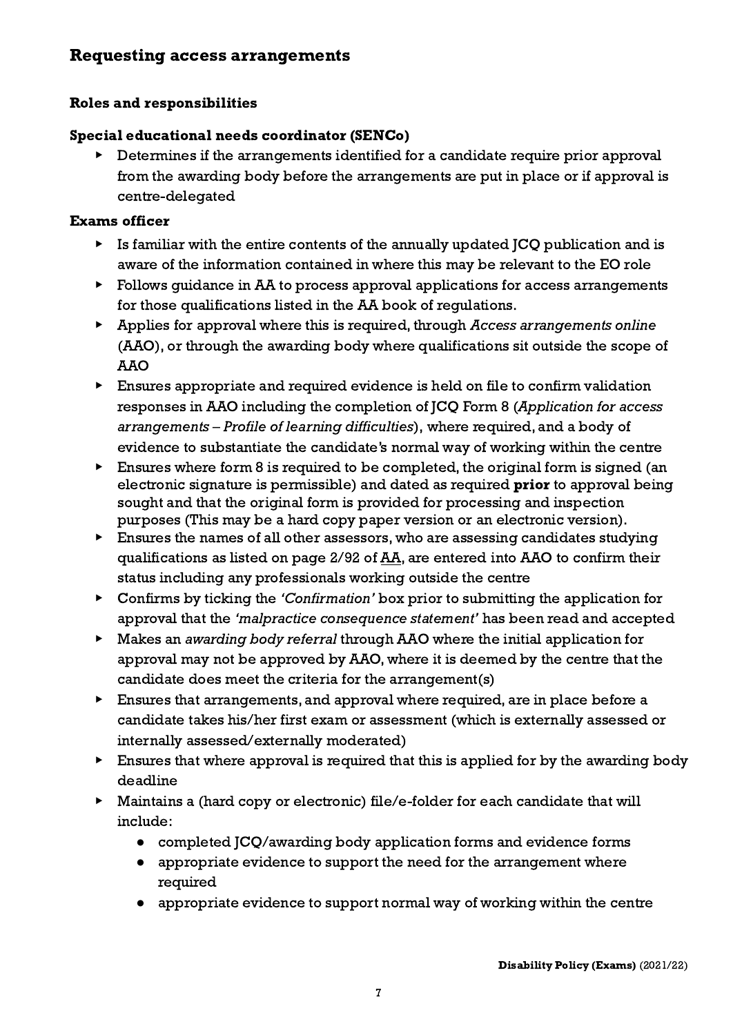## Requesting access arrangements

### Roles and responsibilities

### Special educational needs coordinator (SENCo)

- Determines if the arrangements identified for a candidate require prior approval from the awarding body before the arrangements are put in place or if approval is centre-delegated

### Exams officer

- Is familiar with the entire contents of the annually updated JCQ publication and is aware of the information contained in where this may be relevant to the EO role
- Follows guidance in AA to process approval applications for access arrangements for those qualifications listed in the AA book of regulations.
- Applies for approval where this is required, through *Access arrangements online* (AAO), or through the awarding body where qualifications sit outside the scope of AAO
- Ensures appropriate and required evidence is held on file to confirm validation responses in AAO including the completion of JCQ Form 8 (*Application for access arrangements – Profile of learning difficulties*), where required, and a body of evidence to substantiate the candidate's normal way of working within the centre
- Ensures where form 8 is required to be completed, the original form is signed (an electronic signature is permissible) and dated as required **prior** to approval being sought and that the original form is provided for processing and inspection purposes (This may be a hard copy paper version or an electronic version).
- Ensures the names of all other assessors, who are assessing candidates studying qualifications as listed on page 2/92 of AA, are entered into AAO to confirm their status including any professionals working outside the centre
- Confirms by ticking the *'Confirmation'* box prior to submitting the application for approval that the *'malpractice consequence statement'* has been read and accepted
- Makes an *awarding body referral* through AAO where the initial application for approval may not be approved by AAO, where it is deemed by the centre that the candidate does meet the criteria for the arrangement(s)
- Ensures that arrangements, and approval where required, are in place before a candidate takes his/her first exam or assessment (which is externally assessed or internally assessed/externally moderated)
- Ensures that where approval is required that this is applied for by the awarding body deadline
- Maintains a (hard copy or electronic) file/e-folder for each candidate that will include:
  - completed JCQ/awarding body application forms and evidence forms
  - appropriate evidence to support the need for the arrangement where required
  - appropriate evidence to support normal way of working within the centre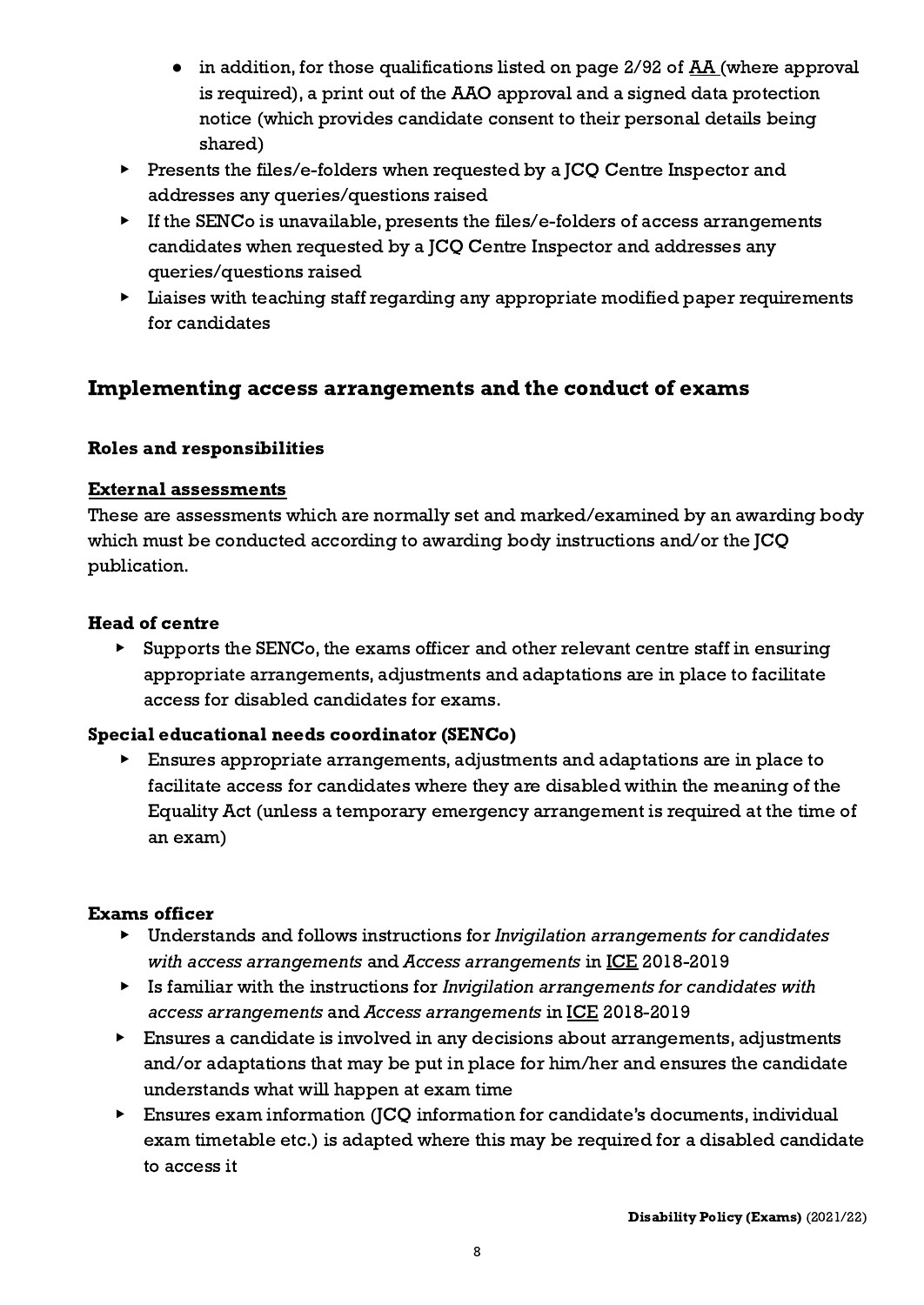- in addition, for those qualifications listed on page 2/92 of AA (where approval is required), a print out of the AAO approval and a signed data protection notice (which provides candidate consent to their personal details being shared)

- Presents the files/e-folders when requested by a JCQ Centre Inspector and addresses any queries/questions raised
- If the SENCo is unavailable, presents the files/e-folders of access arrangements candidates when requested by a JCQ Centre Inspector and addresses any queries/questions raised
- Liaises with teaching staff regarding any appropriate modified paper requirements for candidates

## Implementing access arrangements and the conduct of exams

**Roles and responsibilities**

**External assessments**

These are assessments which are normally set and marked/examined by an awarding body which must be conducted according to awarding body instructions and/or the JCQ publication.

**Head of centre**

- Supports the SENCo, the exams officer and other relevant centre staff in ensuring appropriate arrangements, adjustments and adaptations are in place to facilitate access for disabled candidates for exams.

**Special educational needs coordinator (SENCo)**

- Ensures appropriate arrangements, adjustments and adaptations are in place to facilitate access for candidates where they are disabled within the meaning of the Equality Act (unless a temporary emergency arrangement is required at the time of an exam)

**Exams officer**

- Understands and follows instructions for *Invigilation arrangements for candidates with access arrangements* and *Access arrangements* in ICE 2018-2019
- Is familiar with the instructions for *Invigilation arrangements for candidates with access arrangements* and *Access arrangements* in ICE 2018-2019
- Ensures a candidate is involved in any decisions about arrangements, adjustments and/or adaptations that may be put in place for him/her and ensures the candidate understands what will happen at exam time
- Ensures exam information (JCQ information for candidate's documents, individual exam timetable etc.) is adapted where this may be required for a disabled candidate to access it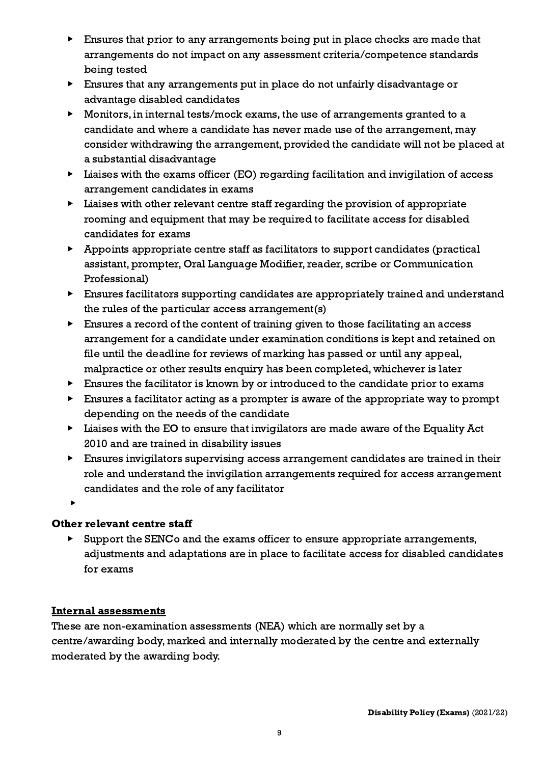- Ensures that prior to any arrangements being put in place checks are made that arrangements do not impact on any assessment criteria/competence standards being tested
- Ensures that any arrangements put in place do not unfairly disadvantage or advantage disabled candidates
- Monitors, in internal tests/mock exams, the use of arrangements granted to a candidate and where a candidate has never made use of the arrangement, may consider withdrawing the arrangement, provided the candidate will not be placed at a substantial disadvantage
- Liaises with the exams officer (EO) regarding facilitation and invigilation of access arrangement candidates in exams
- Liaises with other relevant centre staff regarding the provision of appropriate rooming and equipment that may be required to facilitate access for disabled candidates for exams
- Appoints appropriate centre staff as facilitators to support candidates (practical assistant, prompter, Oral Language Modifier, reader, scribe or Communication Professional)
- Ensures facilitators supporting candidates are appropriately trained and understand the rules of the particular access arrangement(s)
- Ensures a record of the content of training given to those facilitating an access arrangement for a candidate under examination conditions is kept and retained on file until the deadline for reviews of marking has passed or until any appeal, malpractice or other results enquiry has been completed, whichever is later
- Ensures the facilitator is known by or introduced to the candidate prior to exams
- Ensures a facilitator acting as a prompter is aware of the appropriate way to prompt depending on the needs of the candidate
- Liaises with the EO to ensure that invigilators are made aware of the Equality Act 2010 and are trained in disability issues
- Ensures invigilators supervising access arrangement candidates are trained in their role and understand the invigilation arrangements required for access arrangement candidates and the role of any facilitator
-

**Other relevant centre staff**

- Support the SENCo and the exams officer to ensure appropriate arrangements, adjustments and adaptations are in place to facilitate access for disabled candidates for exams

**Internal assessments**

These are non-examination assessments (NEA) which are normally set by a centre/awarding body, marked and internally moderated by the centre and externally moderated by the awarding body.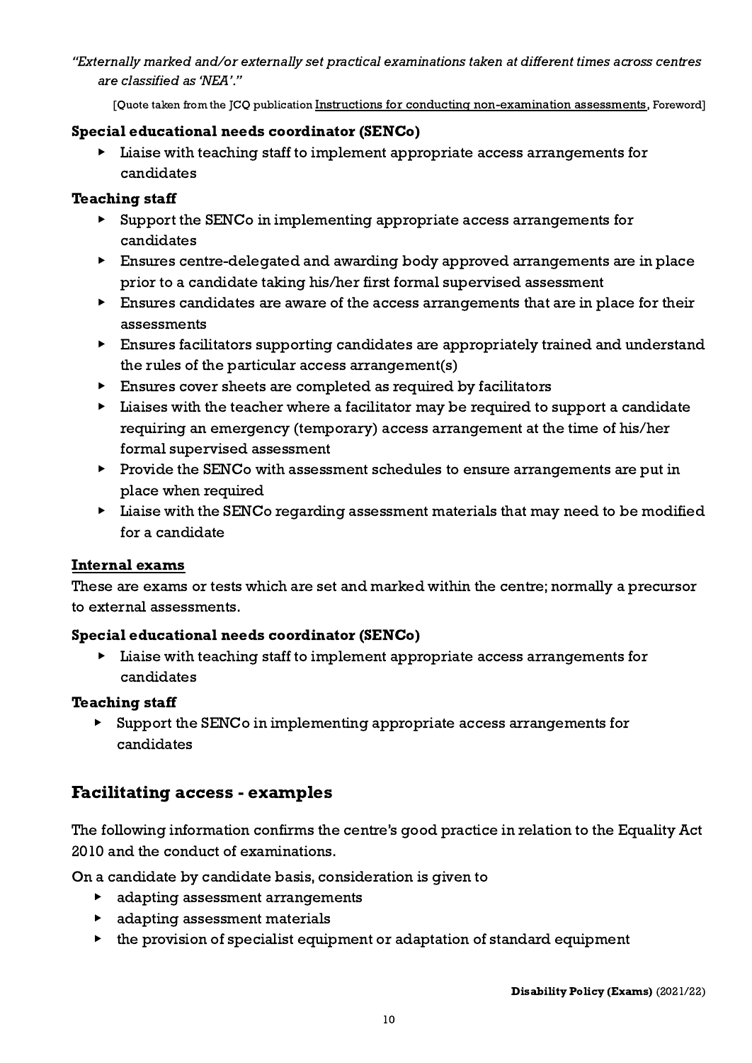*"Externally marked and/or externally set practical examinations taken at different times across centres are classified as 'NEA'."*

[Quote taken from the JCQ publication Instructions for conducting non-examination assessments, Foreword]

**Special educational needs coordinator (SENCo)**

- Liaise with teaching staff to implement appropriate access arrangements for candidates

**Teaching staff**

- Support the SENCo in implementing appropriate access arrangements for candidates
- Ensures centre-delegated and awarding body approved arrangements are in place prior to a candidate taking his/her first formal supervised assessment
- Ensures candidates are aware of the access arrangements that are in place for their assessments
- Ensures facilitators supporting candidates are appropriately trained and understand the rules of the particular access arrangement(s)
- Ensures cover sheets are completed as required by facilitators
- Liaises with the teacher where a facilitator may be required to support a candidate requiring an emergency (temporary) access arrangement at the time of his/her formal supervised assessment
- Provide the SENCo with assessment schedules to ensure arrangements are put in place when required
- Liaise with the SENCo regarding assessment materials that may need to be modified for a candidate

### Internal exams

These are exams or tests which are set and marked within the centre; normally a precursor to external assessments.

**Special educational needs coordinator (SENCo)**

- Liaise with teaching staff to implement appropriate access arrangements for candidates

**Teaching staff**

- Support the SENCo in implementing appropriate access arrangements for candidates

## Facilitating access - examples

The following information confirms the centre's good practice in relation to the Equality Act 2010 and the conduct of examinations.

On a candidate by candidate basis, consideration is given to

- adapting assessment arrangements
- adapting assessment materials
- the provision of specialist equipment or adaptation of standard equipment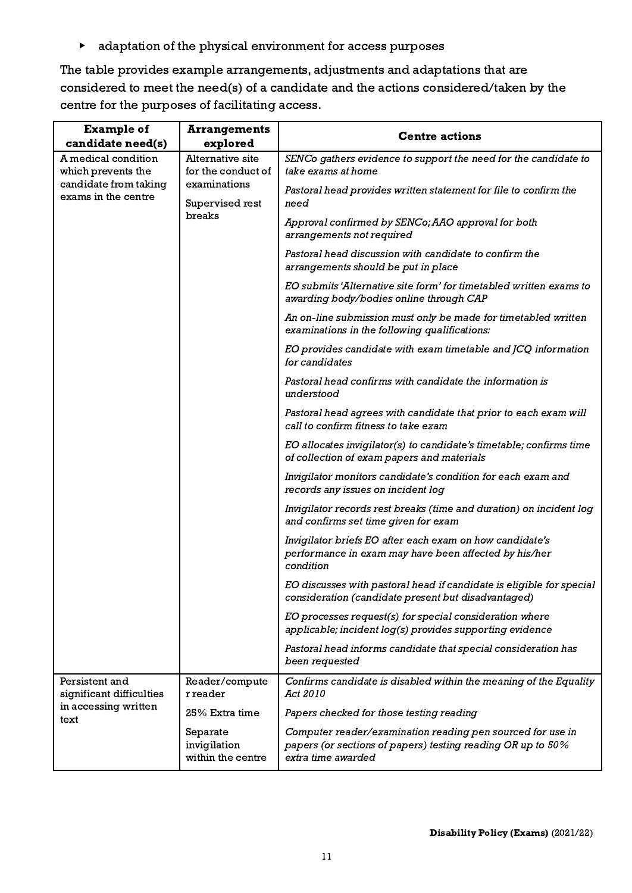- adaptation of the physical environment for access purposes

The table provides example arrangements, adjustments and adaptations that are considered to meet the need(s) of a candidate and the actions considered/taken by the centre for the purposes of facilitating access.

| Example of candidate need(s) | Arrangements explored | Centre actions |
|---|---|---|
| A medical condition which prevents the candidate from taking exams in the centre | Alternative site for the conduct of examinations<br>Supervised rest breaks | *SENCo gathers evidence to support the need for the candidate to take exams at home*<br>*Pastoral head provides written statement for file to confirm the need*<br>*Approval confirmed by SENCo; AAO approval for both arrangements not required*<br>*Pastoral head discussion with candidate to confirm the arrangements should be put in place*<br>*EO submits 'Alternative site form' for timetabled written exams to awarding body/bodies online through CAP*<br>*An on-line submission must only be made for timetabled written examinations in the following qualifications:*<br>*EO provides candidate with exam timetable and JCQ information for candidates*<br>*Pastoral head confirms with candidate the information is understood*<br>*Pastoral head agrees with candidate that prior to each exam will call to confirm fitness to take exam*<br>*EO allocates invigilator(s) to candidate's timetable; confirms time of collection of exam papers and materials*<br>*Invigilator monitors candidate's condition for each exam and records any issues on incident log*<br>*Invigilator records rest breaks (time and duration) on incident log and confirms set time given for exam*<br>*Invigilator briefs EO after each exam on how candidate's performance in exam may have been affected by his/her condition*<br>*EO discusses with pastoral head if candidate is eligible for special consideration (candidate present but disadvantaged)*<br>*EO processes request(s) for special consideration where applicable; incident log(s) provides supporting evidence*<br>*Pastoral head informs candidate that special consideration has been requested* |
| Persistent and significant difficulties in accessing written text | Reader/computer reader<br>25% Extra time<br>Separate invigilation within the centre | *Confirms candidate is disabled within the meaning of the Equality Act 2010*<br>*Papers checked for those testing reading*<br>*Computer reader/examination reading pen sourced for use in papers (or sections of papers) testing reading OR up to 50% extra time awarded* |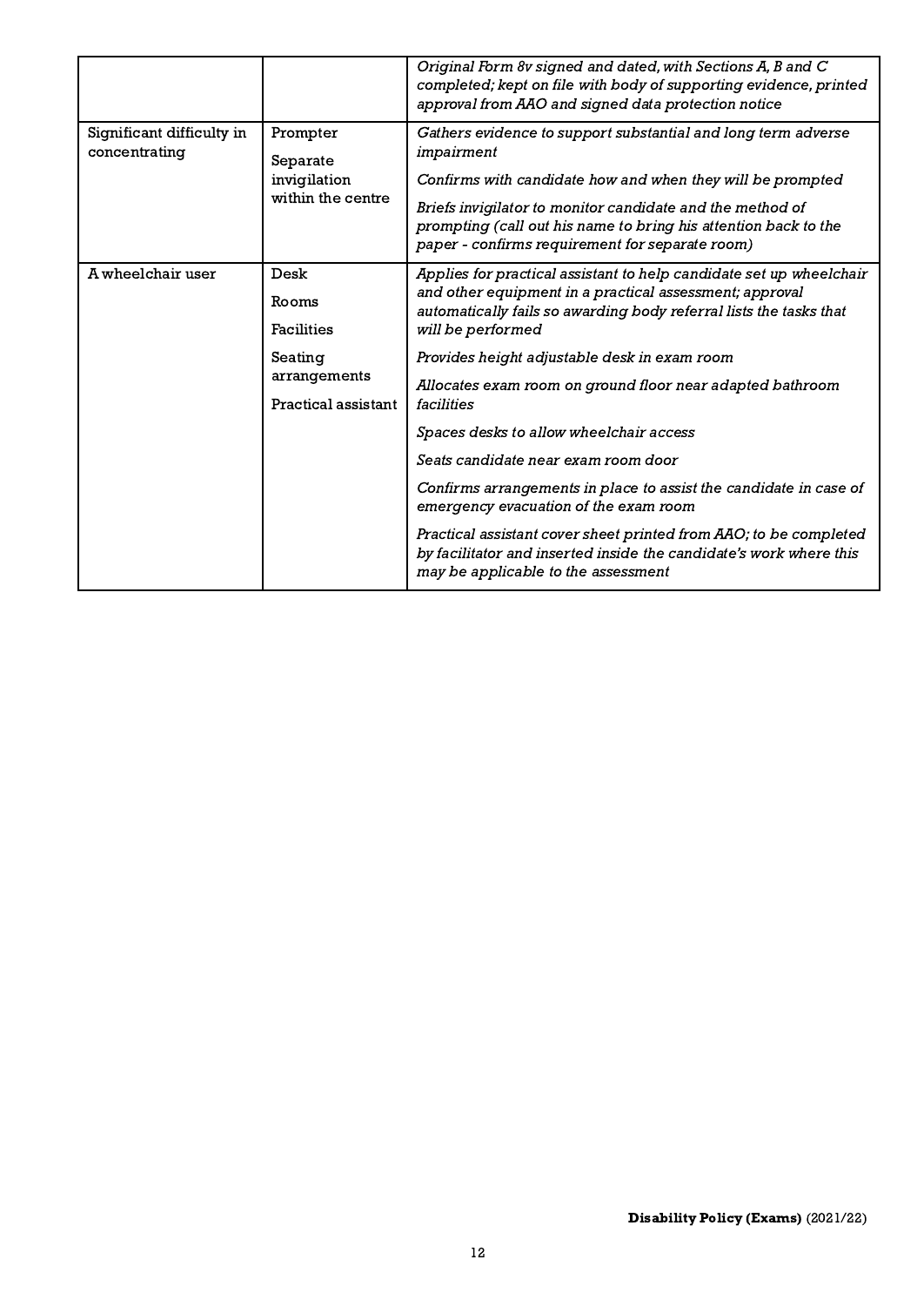| | | |
|---|---|---|
| | | *Original Form 8v signed and dated, with Sections A, B and C completed; kept on file with body of supporting evidence, printed approval from AAO and signed data protection notice* |
| Significant difficulty in concentrating | Prompter<br><br>Separate invigilation within the centre | *Gathers evidence to support substantial and long term adverse impairment*<br><br>*Confirms with candidate how and when they will be prompted*<br><br>*Briefs invigilator to monitor candidate and the method of prompting (call out his name to bring his attention back to the paper - confirms requirement for separate room)* |
| A wheelchair user | Desk<br><br>Rooms<br><br>Facilities<br><br>Seating arrangements<br><br>Practical assistant | *Applies for practical assistant to help candidate set up wheelchair and other equipment in a practical assessment; approval automatically fails so awarding body referral lists the tasks that will be performed*<br><br>*Provides height adjustable desk in exam room*<br><br>*Allocates exam room on ground floor near adapted bathroom facilities*<br><br>*Spaces desks to allow wheelchair access*<br><br>*Seats candidate near exam room door*<br><br>*Confirms arrangements in place to assist the candidate in case of emergency evacuation of the exam room*<br><br>*Practical assistant cover sheet printed from AAO; to be completed by facilitator and inserted inside the candidate's work where this may be applicable to the assessment* |